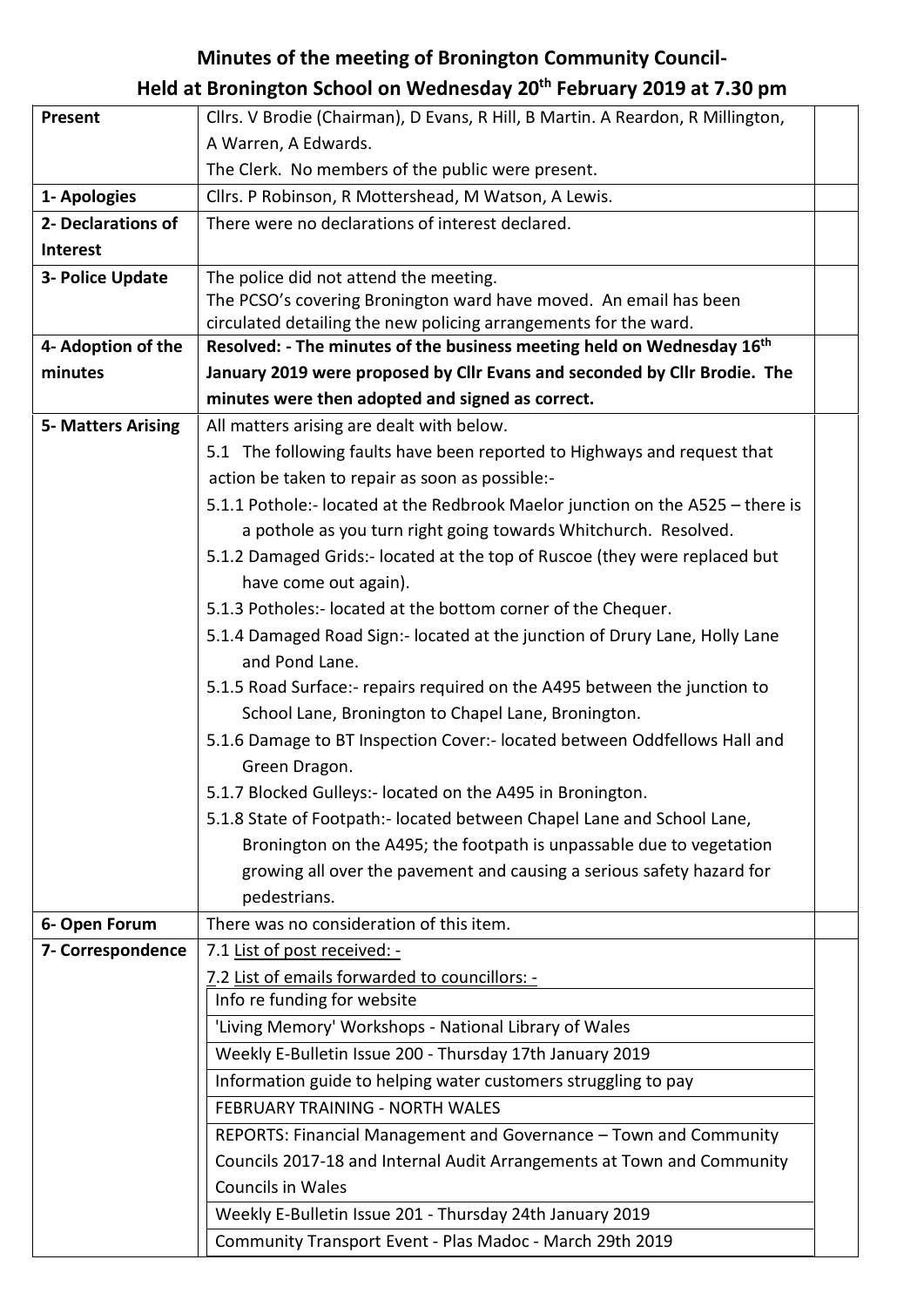# Minutes of the meeting of Bronington Community Council-
# Held at Bronington School on Wednesday 20th February 2019 at 7.30 pm

| | | |
|---|---|---|
| **Present** | Cllrs. V Brodie (Chairman), D Evans, R Hill, B Martin. A Reardon, R Millington, A Warren, A Edwards.<br>The Clerk. No members of the public were present. | |
| **1- Apologies** | Cllrs. P Robinson, R Mottershead, M Watson, A Lewis. | |
| **2- Declarations of Interest** | There were no declarations of interest declared. | |
| **3- Police Update** | The police did not attend the meeting.<br>The PCSO's covering Bronington ward have moved. An email has been circulated detailing the new policing arrangements for the ward. | |
| **4- Adoption of the minutes** | **Resolved: - The minutes of the business meeting held on Wednesday 16th January 2019 were proposed by Cllr Evans and seconded by Cllr Brodie. The minutes were then adopted and signed as correct.** | |
| **5- Matters Arising** | All matters arising are dealt with below.<br>5.1 The following faults have been reported to Highways and request that action be taken to repair as soon as possible:-<br>5.1.1 Pothole:- located at the Redbrook Maelor junction on the A525 – there is a pothole as you turn right going towards Whitchurch. Resolved.<br>5.1.2 Damaged Grids:- located at the top of Ruscoe (they were replaced but have come out again).<br>5.1.3 Potholes:- located at the bottom corner of the Chequer.<br>5.1.4 Damaged Road Sign:- located at the junction of Drury Lane, Holly Lane and Pond Lane.<br>5.1.5 Road Surface:- repairs required on the A495 between the junction to School Lane, Bronington to Chapel Lane, Bronington.<br>5.1.6 Damage to BT Inspection Cover:- located between Oddfellows Hall and Green Dragon.<br>5.1.7 Blocked Gulleys:- located on the A495 in Bronington.<br>5.1.8 State of Footpath:- located between Chapel Lane and School Lane, Bronington on the A495; the footpath is unpassable due to vegetation growing all over the pavement and causing a serious safety hazard for pedestrians. | |
| **6- Open Forum** | There was no consideration of this item. | |
| **7- Correspondence** | 7.1 <u>List of post received: -</u><br>7.2 <u>List of emails forwarded to councillors: -</u><br>Info re funding for website<br>'Living Memory' Workshops - National Library of Wales<br>Weekly E-Bulletin Issue 200 - Thursday 17th January 2019<br>Information guide to helping water customers struggling to pay<br>FEBRUARY TRAINING - NORTH WALES<br>REPORTS: Financial Management and Governance – Town and Community Councils 2017-18 and Internal Audit Arrangements at Town and Community Councils in Wales<br>Weekly E-Bulletin Issue 201 - Thursday 24th January 2019<br>Community Transport Event - Plas Madoc - March 29th 2019 | |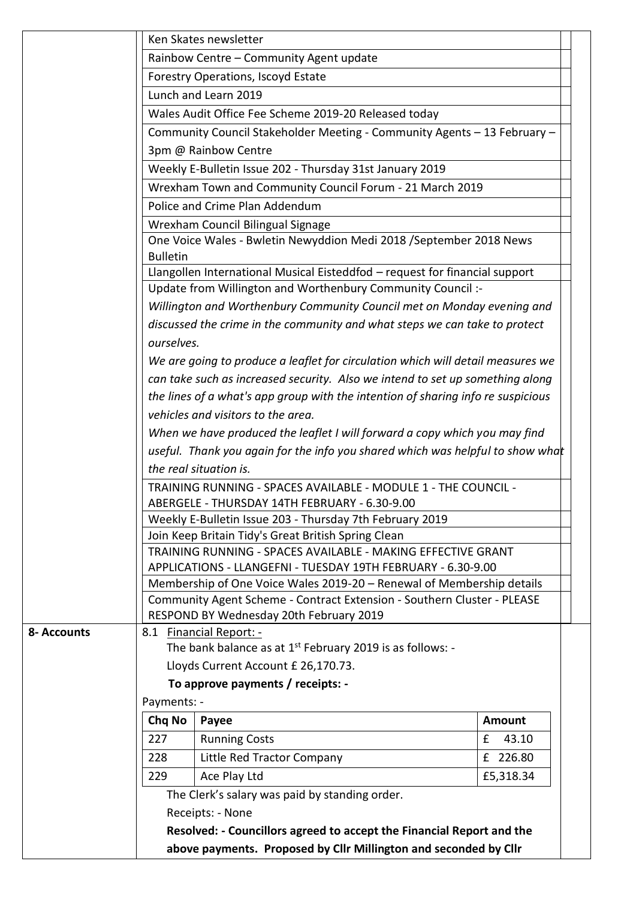| | |
|---|---|
| | Ken Skates newsletter |
| | Rainbow Centre – Community Agent update |
| | Forestry Operations, Iscoyd Estate |
| | Lunch and Learn 2019 |
| | Wales Audit Office Fee Scheme 2019-20 Released today |
| | Community Council Stakeholder Meeting - Community Agents – 13 February – 3pm @ Rainbow Centre |
| | Weekly E-Bulletin Issue 202 - Thursday 31st January 2019 |
| | Wrexham Town and Community Council Forum - 21 March 2019 |
| | Police and Crime Plan Addendum |
| | Wrexham Council Bilingual Signage |
| | One Voice Wales - Bwletin Newyddion Medi 2018 /September 2018 News Bulletin |
| | Llangollen International Musical Eisteddfod – request for financial support |
| | Update from Willington and Worthenbury Community Council :- *Willington and Worthenbury Community Council met on Monday evening and discussed the crime in the community and what steps we can take to protect ourselves.* *We are going to produce a leaflet for circulation which will detail measures we can take such as increased security. Also we intend to set up something along the lines of a what's app group with the intention of sharing info re suspicious vehicles and visitors to the area.* *When we have produced the leaflet I will forward a copy which you may find useful. Thank you again for the info you shared which was helpful to show what the real situation is.* |
| | TRAINING RUNNING - SPACES AVAILABLE - MODULE 1 - THE COUNCIL - ABERGELE - THURSDAY 14TH FEBRUARY - 6.30-9.00 |
| | Weekly E-Bulletin Issue 203 - Thursday 7th February 2019 |
| | Join Keep Britain Tidy's Great British Spring Clean |
| | TRAINING RUNNING - SPACES AVAILABLE - MAKING EFFECTIVE GRANT APPLICATIONS - LLANGEFNI - TUESDAY 19TH FEBRUARY - 6.30-9.00 |
| | Membership of One Voice Wales 2019-20 – Renewal of Membership details |
| | Community Agent Scheme - Contract Extension - Southern Cluster - PLEASE RESPOND BY Wednesday 20th February 2019 |
| **8- Accounts** | 8.1 Financial Report: - The bank balance as at 1st February 2019 is as follows: - Lloyds Current Account £ 26,170.73. **To approve payments / receipts: -** |

Payments: -

| Chq No | Payee | Amount |
|---|---|---|
| 227 | Running Costs | £ 43.10 |
| 228 | Little Red Tractor Company | £ 226.80 |
| 229 | Ace Play Ltd | £5,318.34 |

The Clerk's salary was paid by standing order.

Receipts: - None

**Resolved: - Councillors agreed to accept the Financial Report and the above payments. Proposed by Cllr Millington and seconded by Cllr**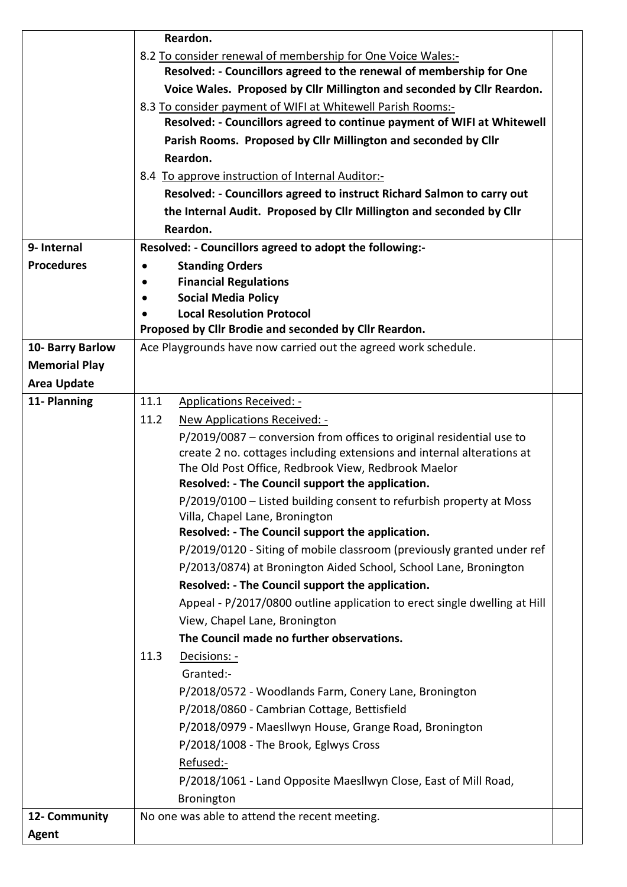| | | |
|---|---|---|
| | **Reardon.**<br>8.2 To consider renewal of membership for One Voice Wales:-<br>**Resolved: - Councillors agreed to the renewal of membership for One Voice Wales. Proposed by Cllr Millington and seconded by Cllr Reardon.**<br>8.3 To consider payment of WIFI at Whitewell Parish Rooms:-<br>**Resolved: - Councillors agreed to continue payment of WIFI at Whitewell Parish Rooms. Proposed by Cllr Millington and seconded by Cllr Reardon.**<br>8.4 To approve instruction of Internal Auditor:-<br>**Resolved: - Councillors agreed to instruct Richard Salmon to carry out the Internal Audit. Proposed by Cllr Millington and seconded by Cllr Reardon.** | |
| **9- Internal Procedures** | **Resolved: - Councillors agreed to adopt the following:-**<br>• **Standing Orders**<br>• **Financial Regulations**<br>• **Social Media Policy**<br>• **Local Resolution Protocol**<br>**Proposed by Cllr Brodie and seconded by Cllr Reardon.** | |
| **10- Barry Barlow Memorial Play Area Update** | Ace Playgrounds have now carried out the agreed work schedule. | |
| **11- Planning** | 11.1 Applications Received: -<br>11.2 New Applications Received: -<br>P/2019/0087 – conversion from offices to original residential use to create 2 no. cottages including extensions and internal alterations at The Old Post Office, Redbrook View, Redbrook Maelor<br>**Resolved: - The Council support the application.**<br>P/2019/0100 – Listed building consent to refurbish property at Moss Villa, Chapel Lane, Bronington<br>**Resolved: - The Council support the application.**<br>P/2019/0120 - Siting of mobile classroom (previously granted under ref P/2013/0874) at Bronington Aided School, School Lane, Bronington<br>**Resolved: - The Council support the application.**<br>Appeal - P/2017/0800 outline application to erect single dwelling at Hill View, Chapel Lane, Bronington<br>**The Council made no further observations.**<br>11.3 Decisions: -<br>Granted:-<br>P/2018/0572 - Woodlands Farm, Conery Lane, Bronington<br>P/2018/0860 - Cambrian Cottage, Bettisfield<br>P/2018/0979 - Maesllwyn House, Grange Road, Bronington<br>P/2018/1008 - The Brook, Eglwys Cross<br>Refused:-<br>P/2018/1061 - Land Opposite Maesllwyn Close, East of Mill Road, Bronington | |
| **12- Community Agent** | No one was able to attend the recent meeting. | |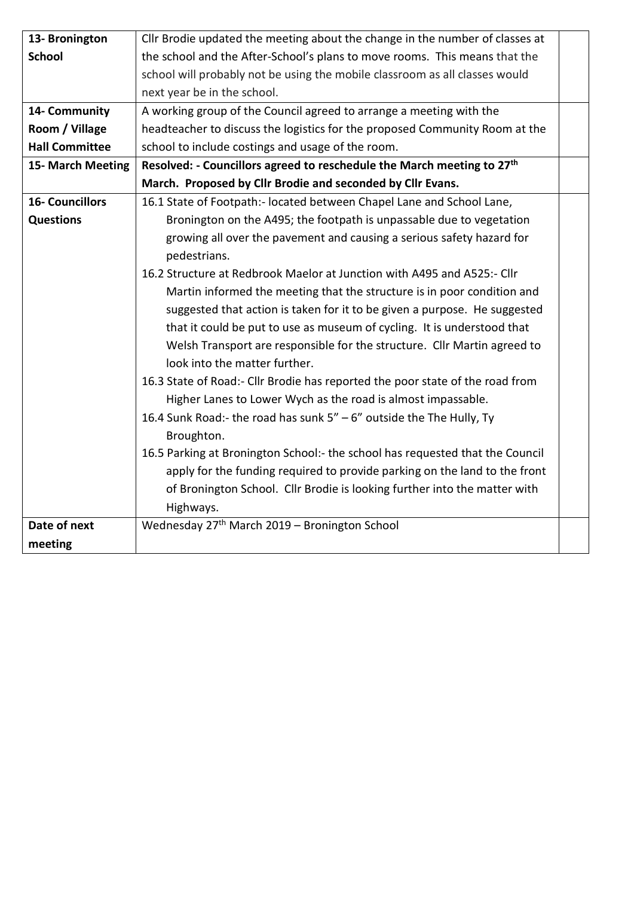| | | |
|---|---|---|
| **13- Bronington School** | Cllr Brodie updated the meeting about the change in the number of classes at the school and the After-School's plans to move rooms. This means that the school will probably not be using the mobile classroom as all classes would next year be in the school. | |
| **14- Community Room / Village Hall Committee** | A working group of the Council agreed to arrange a meeting with the headteacher to discuss the logistics for the proposed Community Room at the school to include costings and usage of the room. | |
| **15- March Meeting** | **Resolved: - Councillors agreed to reschedule the March meeting to 27th March. Proposed by Cllr Brodie and seconded by Cllr Evans.** | |
| **16- Councillors Questions** | 16.1 State of Footpath:- located between Chapel Lane and School Lane, Bronington on the A495; the footpath is unpassable due to vegetation growing all over the pavement and causing a serious safety hazard for pedestrians.<br>16.2 Structure at Redbrook Maelor at Junction with A495 and A525:- Cllr Martin informed the meeting that the structure is in poor condition and suggested that action is taken for it to be given a purpose. He suggested that it could be put to use as museum of cycling. It is understood that Welsh Transport are responsible for the structure. Cllr Martin agreed to look into the matter further.<br>16.3 State of Road:- Cllr Brodie has reported the poor state of the road from Higher Lanes to Lower Wych as the road is almost impassable.<br>16.4 Sunk Road:- the road has sunk 5" – 6" outside the The Hully, Ty Broughton.<br>16.5 Parking at Bronington School:- the school has requested that the Council apply for the funding required to provide parking on the land to the front of Bronington School. Cllr Brodie is looking further into the matter with Highways. | |
| **Date of next meeting** | Wednesday 27th March 2019 – Bronington School | |